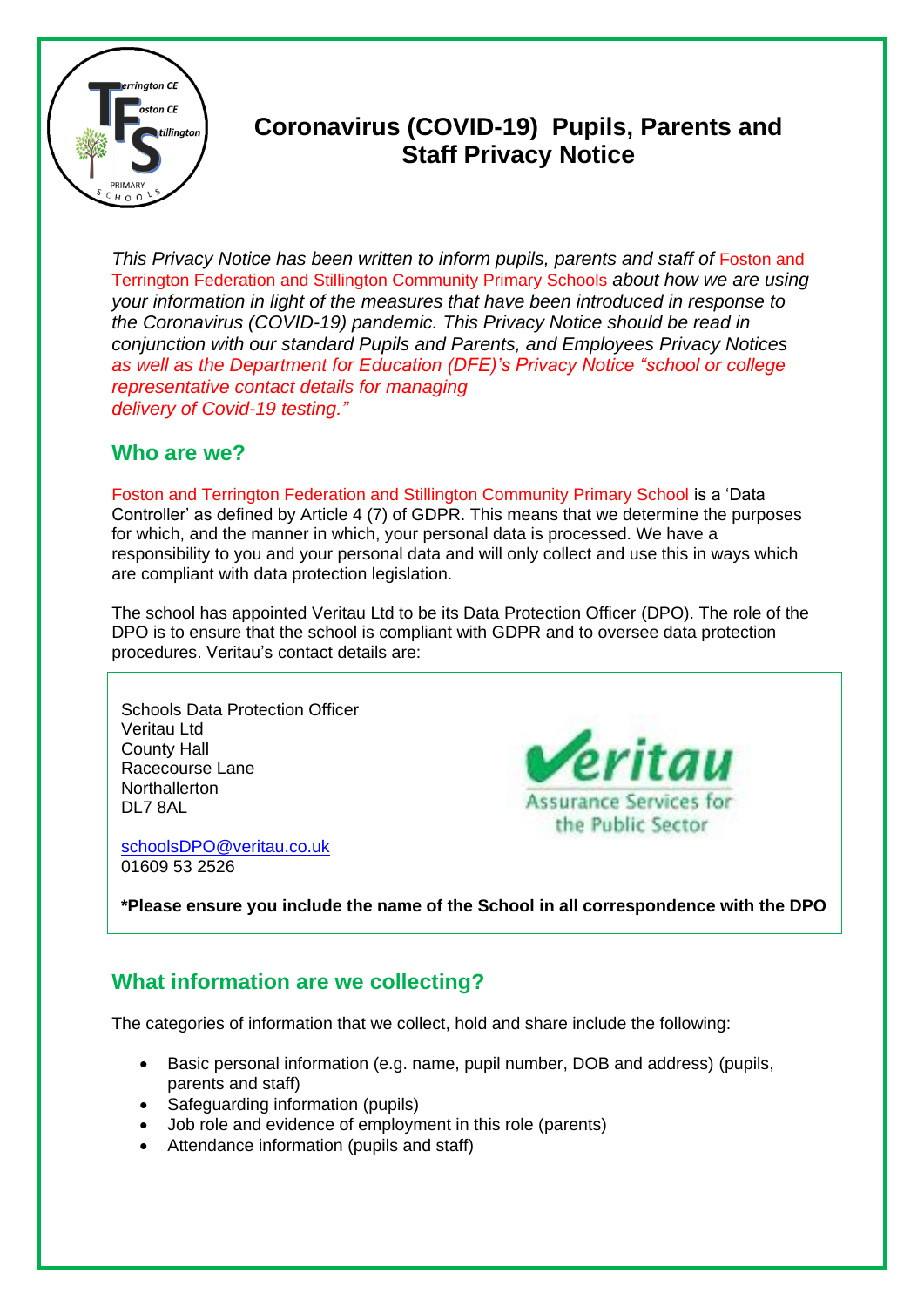# Coronavirus (COVID-19) Pupils, Parents and Staff Privacy Notice

*This Privacy Notice has been written to inform pupils, parents and staff of* Foston and Terrington Federation and Stillington Community Primary Schools *about how we are using your information in light of the measures that have been introduced in response to the Coronavirus (COVID-19) pandemic. This Privacy Notice should be read in conjunction with our standard Pupils and Parents, and Employees Privacy Notices as well as the Department for Education (DFE)'s Privacy Notice "school or college representative contact details for managing delivery of Covid-19 testing."*

## Who are we?

Foston and Terrington Federation and Stillington Community Primary School is a 'Data Controller' as defined by Article 4 (7) of GDPR. This means that we determine the purposes for which, and the manner in which, your personal data is processed. We have a responsibility to you and your personal data and will only collect and use this in ways which are compliant with data protection legislation.

The school has appointed Veritau Ltd to be its Data Protection Officer (DPO). The role of the DPO is to ensure that the school is compliant with GDPR and to oversee data protection procedures. Veritau's contact details are:

Schools Data Protection Officer
Veritau Ltd
County Hall
Racecourse Lane
Northallerton
DL7 8AL

schoolsDPO@veritau.co.uk
01609 53 2526

**\*Please ensure you include the name of the School in all correspondence with the DPO**

## What information are we collecting?

The categories of information that we collect, hold and share include the following:

- Basic personal information (e.g. name, pupil number, DOB and address) (pupils, parents and staff)
- Safeguarding information (pupils)
- Job role and evidence of employment in this role (parents)
- Attendance information (pupils and staff)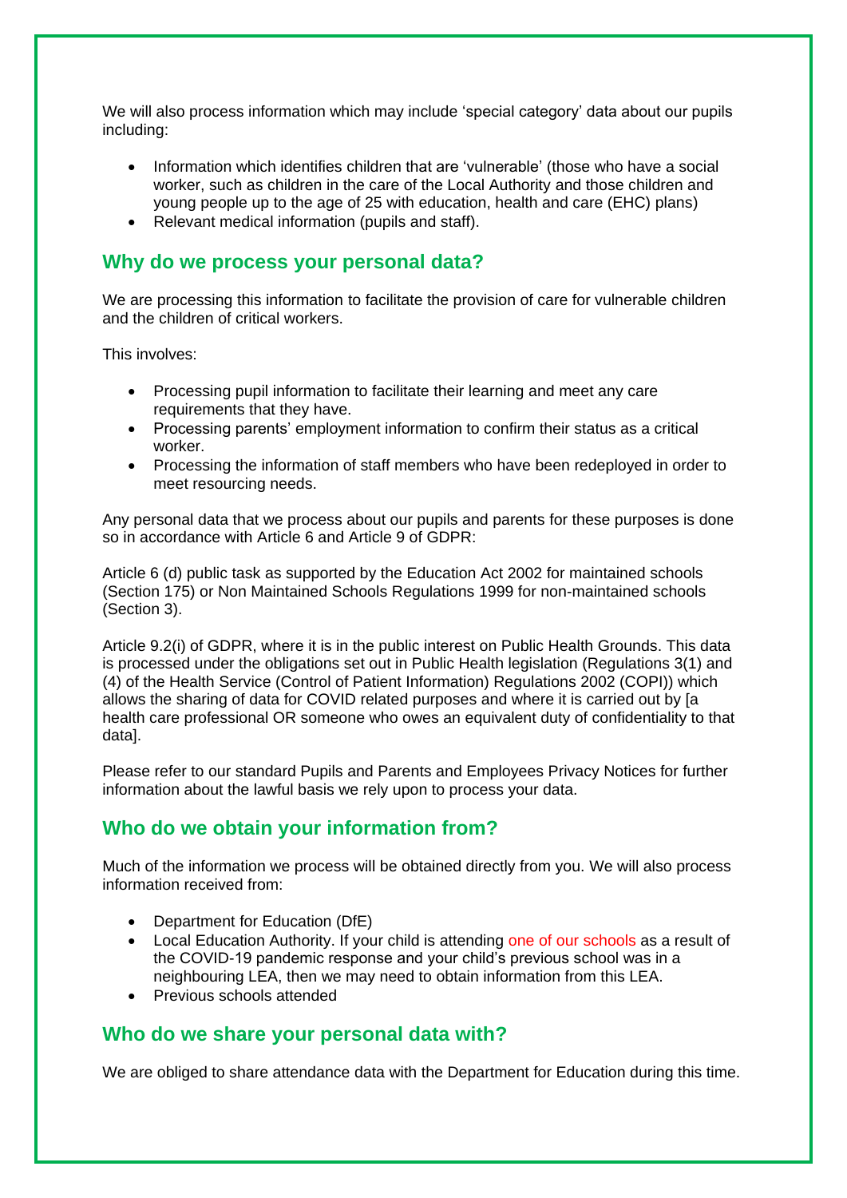We will also process information which may include 'special category' data about our pupils including:

- Information which identifies children that are 'vulnerable' (those who have a social worker, such as children in the care of the Local Authority and those children and young people up to the age of 25 with education, health and care (EHC) plans)
- Relevant medical information (pupils and staff).

## Why do we process your personal data?

We are processing this information to facilitate the provision of care for vulnerable children and the children of critical workers.

This involves:

- Processing pupil information to facilitate their learning and meet any care requirements that they have.
- Processing parents' employment information to confirm their status as a critical worker.
- Processing the information of staff members who have been redeployed in order to meet resourcing needs.

Any personal data that we process about our pupils and parents for these purposes is done so in accordance with Article 6 and Article 9 of GDPR:

Article 6 (d) public task as supported by the Education Act 2002 for maintained schools (Section 175) or Non Maintained Schools Regulations 1999 for non-maintained schools (Section 3).

Article 9.2(i) of GDPR, where it is in the public interest on Public Health Grounds. This data is processed under the obligations set out in Public Health legislation (Regulations 3(1) and (4) of the Health Service (Control of Patient Information) Regulations 2002 (COPI)) which allows the sharing of data for COVID related purposes and where it is carried out by [a health care professional OR someone who owes an equivalent duty of confidentiality to that data].

Please refer to our standard Pupils and Parents and Employees Privacy Notices for further information about the lawful basis we rely upon to process your data.

## Who do we obtain your information from?

Much of the information we process will be obtained directly from you. We will also process information received from:

- Department for Education (DfE)
- Local Education Authority. If your child is attending one of our schools as a result of the COVID-19 pandemic response and your child's previous school was in a neighbouring LEA, then we may need to obtain information from this LEA.
- Previous schools attended

## Who do we share your personal data with?

We are obliged to share attendance data with the Department for Education during this time.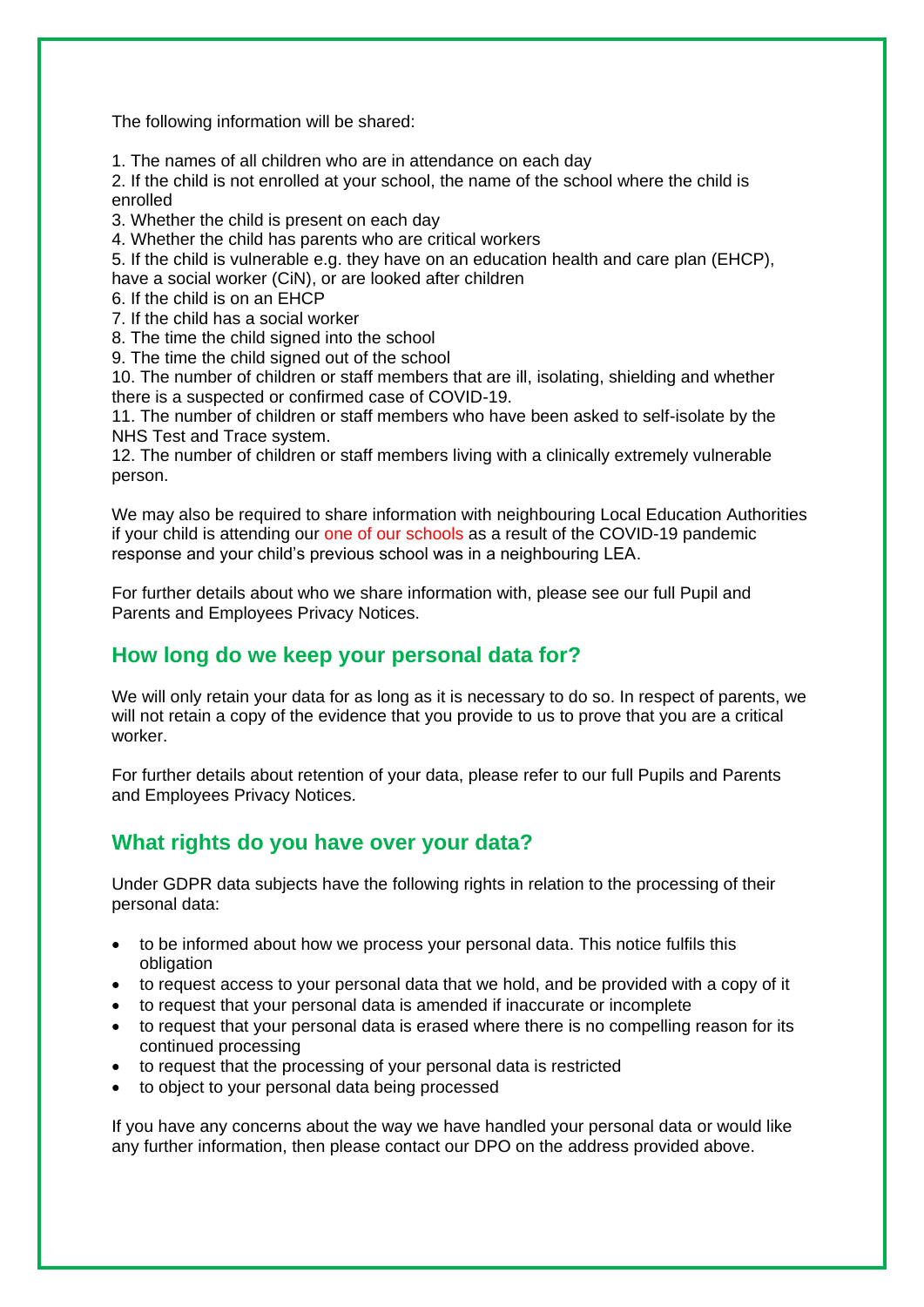The following information will be shared:

1. The names of all children who are in attendance on each day
2. If the child is not enrolled at your school, the name of the school where the child is enrolled
3. Whether the child is present on each day
4. Whether the child has parents who are critical workers
5. If the child is vulnerable e.g. they have on an education health and care plan (EHCP), have a social worker (CiN), or are looked after children
6. If the child is on an EHCP
7. If the child has a social worker
8. The time the child signed into the school
9. The time the child signed out of the school
10. The number of children or staff members that are ill, isolating, shielding and whether there is a suspected or confirmed case of COVID-19.
11. The number of children or staff members who have been asked to self-isolate by the NHS Test and Trace system.
12. The number of children or staff members living with a clinically extremely vulnerable person.

We may also be required to share information with neighbouring Local Education Authorities if your child is attending our one of our schools as a result of the COVID-19 pandemic response and your child's previous school was in a neighbouring LEA.

For further details about who we share information with, please see our full Pupil and Parents and Employees Privacy Notices.

## How long do we keep your personal data for?

We will only retain your data for as long as it is necessary to do so. In respect of parents, we will not retain a copy of the evidence that you provide to us to prove that you are a critical worker.

For further details about retention of your data, please refer to our full Pupils and Parents and Employees Privacy Notices.

## What rights do you have over your data?

Under GDPR data subjects have the following rights in relation to the processing of their personal data:

- to be informed about how we process your personal data. This notice fulfils this obligation
- to request access to your personal data that we hold, and be provided with a copy of it
- to request that your personal data is amended if inaccurate or incomplete
- to request that your personal data is erased where there is no compelling reason for its continued processing
- to request that the processing of your personal data is restricted
- to object to your personal data being processed

If you have any concerns about the way we have handled your personal data or would like any further information, then please contact our DPO on the address provided above.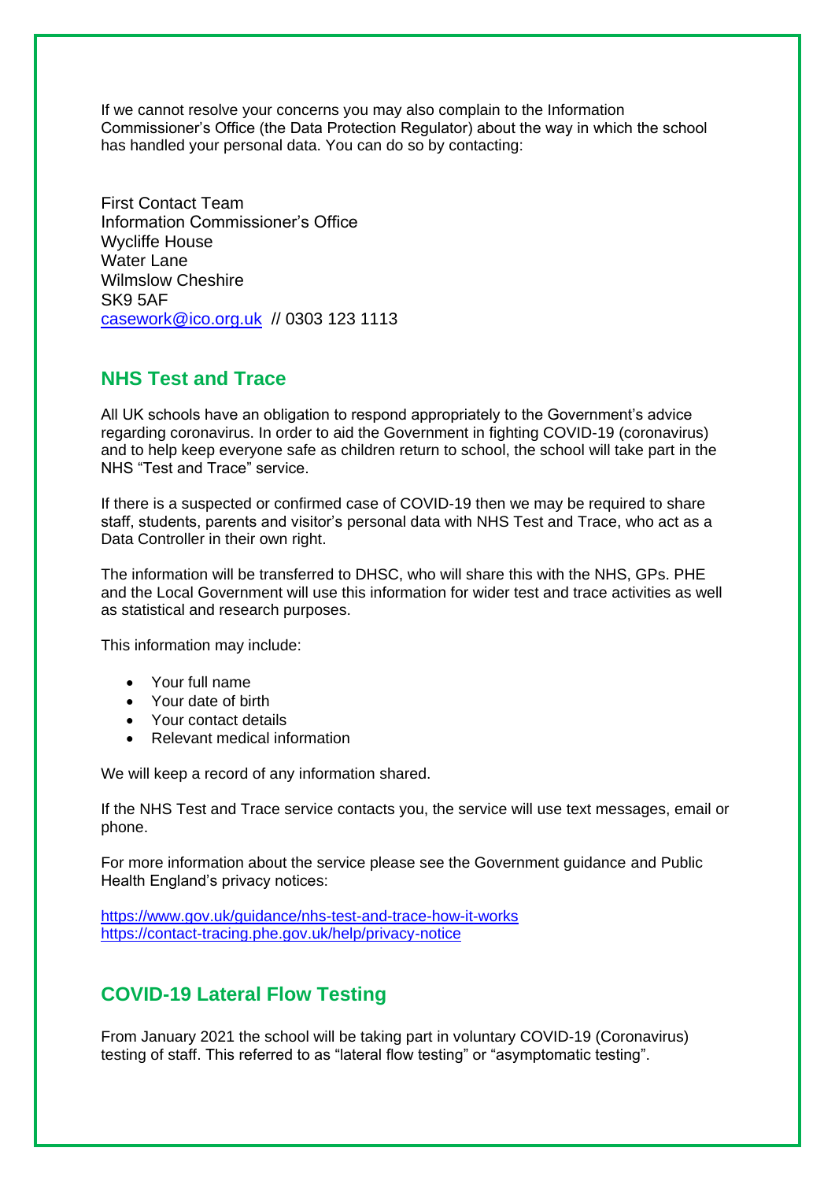If we cannot resolve your concerns you may also complain to the Information Commissioner's Office (the Data Protection Regulator) about the way in which the school has handled your personal data. You can do so by contacting:

First Contact Team
Information Commissioner's Office
Wycliffe House
Water Lane
Wilmslow Cheshire
SK9 5AF
casework@ico.org.uk // 0303 123 1113

## NHS Test and Trace

All UK schools have an obligation to respond appropriately to the Government's advice regarding coronavirus. In order to aid the Government in fighting COVID-19 (coronavirus) and to help keep everyone safe as children return to school, the school will take part in the NHS "Test and Trace" service.

If there is a suspected or confirmed case of COVID-19 then we may be required to share staff, students, parents and visitor's personal data with NHS Test and Trace, who act as a Data Controller in their own right.

The information will be transferred to DHSC, who will share this with the NHS, GPs. PHE and the Local Government will use this information for wider test and trace activities as well as statistical and research purposes.

This information may include:

- Your full name
- Your date of birth
- Your contact details
- Relevant medical information

We will keep a record of any information shared.

If the NHS Test and Trace service contacts you, the service will use text messages, email or phone.

For more information about the service please see the Government guidance and Public Health England's privacy notices:

https://www.gov.uk/guidance/nhs-test-and-trace-how-it-works
https://contact-tracing.phe.gov.uk/help/privacy-notice

## COVID-19 Lateral Flow Testing

From January 2021 the school will be taking part in voluntary COVID-19 (Coronavirus) testing of staff. This referred to as "lateral flow testing" or "asymptomatic testing".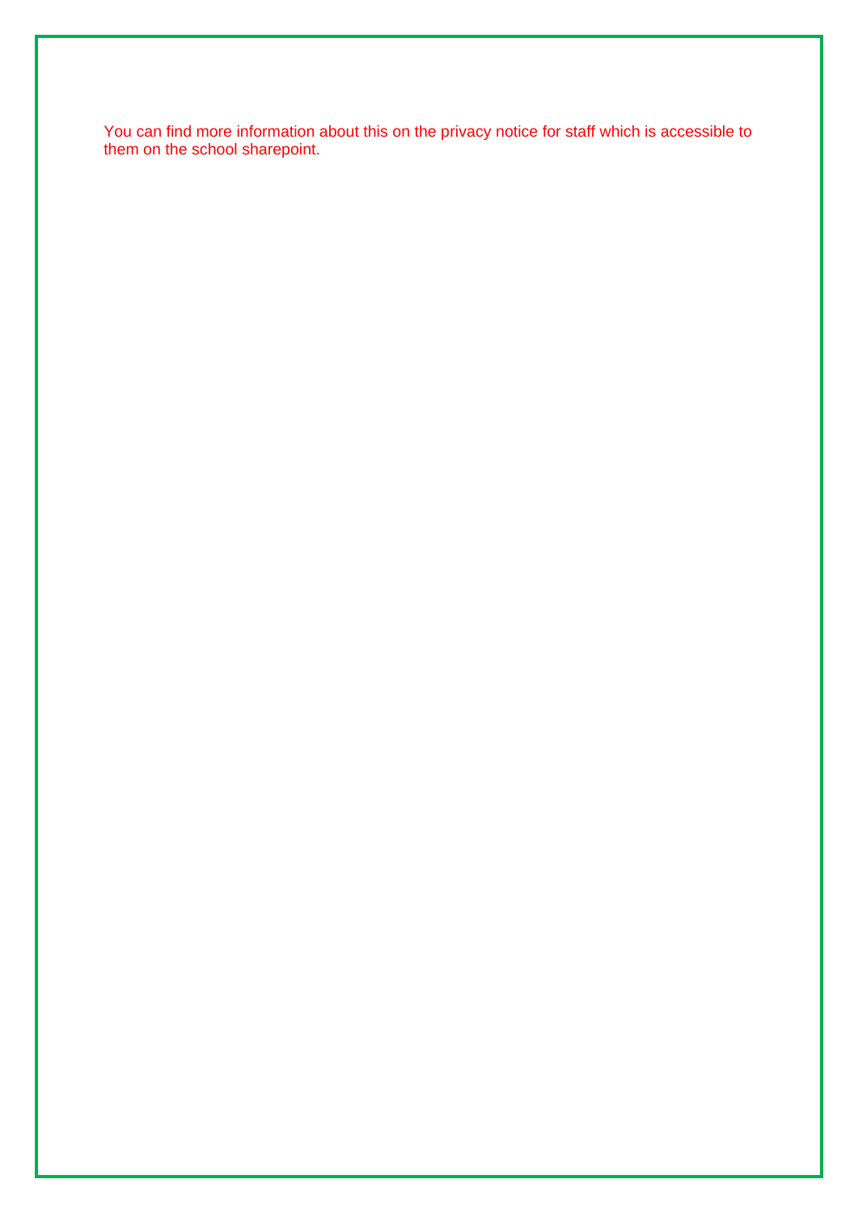You can find more information about this on the privacy notice for staff which is accessible to them on the school sharepoint.